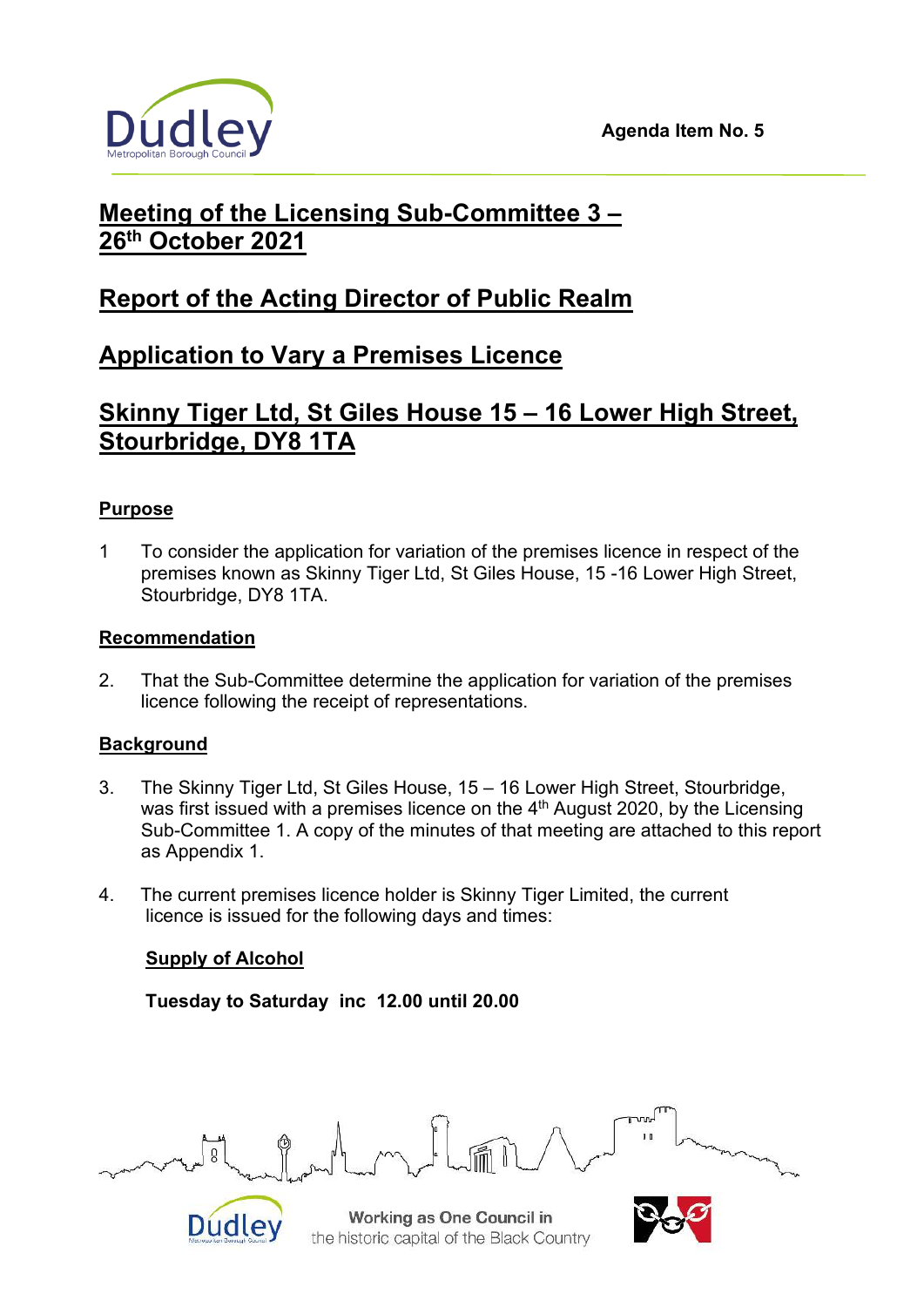Agenda Item No. 5

# Meeting of the Licensing Sub-Committee 3 – 26th October 2021

# Report of the Acting Director of Public Realm

# Application to Vary a Premises Licence

# Skinny Tiger Ltd, St Giles House 15 – 16 Lower High Street, Stourbridge, DY8 1TA

## Purpose

1 To consider the application for variation of the premises licence in respect of the premises known as Skinny Tiger Ltd, St Giles House, 15 -16 Lower High Street, Stourbridge, DY8 1TA.

## Recommendation

2. That the Sub-Committee determine the application for variation of the premises licence following the receipt of representations.

## Background

3. The Skinny Tiger Ltd, St Giles House, 15 – 16 Lower High Street, Stourbridge, was first issued with a premises licence on the 4th August 2020, by the Licensing Sub-Committee 1. A copy of the minutes of that meeting are attached to this report as Appendix 1.

4. The current premises licence holder is Skinny Tiger Limited, the current licence is issued for the following days and times:

**Supply of Alcohol**

**Tuesday to Saturday inc 12.00 until 20.00**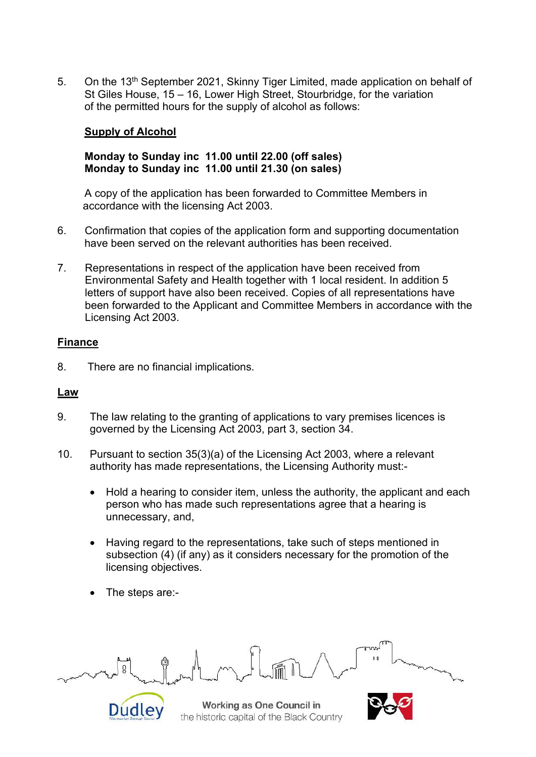5. On the 13th September 2021, Skinny Tiger Limited, made application on behalf of St Giles House, 15 – 16, Lower High Street, Stourbridge, for the variation of the permitted hours for the supply of alcohol as follows:

   **<u>Supply of Alcohol</u>**

   **Monday to Sunday inc 11.00 until 22.00 (off sales)**
   **Monday to Sunday inc 11.00 until 21.30 (on sales)**

   A copy of the application has been forwarded to Committee Members in accordance with the licensing Act 2003.

6. Confirmation that copies of the application form and supporting documentation have been served on the relevant authorities has been received.

7. Representations in respect of the application have been received from Environmental Safety and Health together with 1 local resident. In addition 5 letters of support have also been received. Copies of all representations have been forwarded to the Applicant and Committee Members in accordance with the Licensing Act 2003.

## Finance

8. There are no financial implications.

## Law

9. The law relating to the granting of applications to vary premises licences is governed by the Licensing Act 2003, part 3, section 34.

10. Pursuant to section 35(3)(a) of the Licensing Act 2003, where a relevant authority has made representations, the Licensing Authority must:-

    - Hold a hearing to consider item, unless the authority, the applicant and each person who has made such representations agree that a hearing is unnecessary, and,

    - Having regard to the representations, take such of steps mentioned in subsection (4) (if any) as it considers necessary for the promotion of the licensing objectives.

    - The steps are:-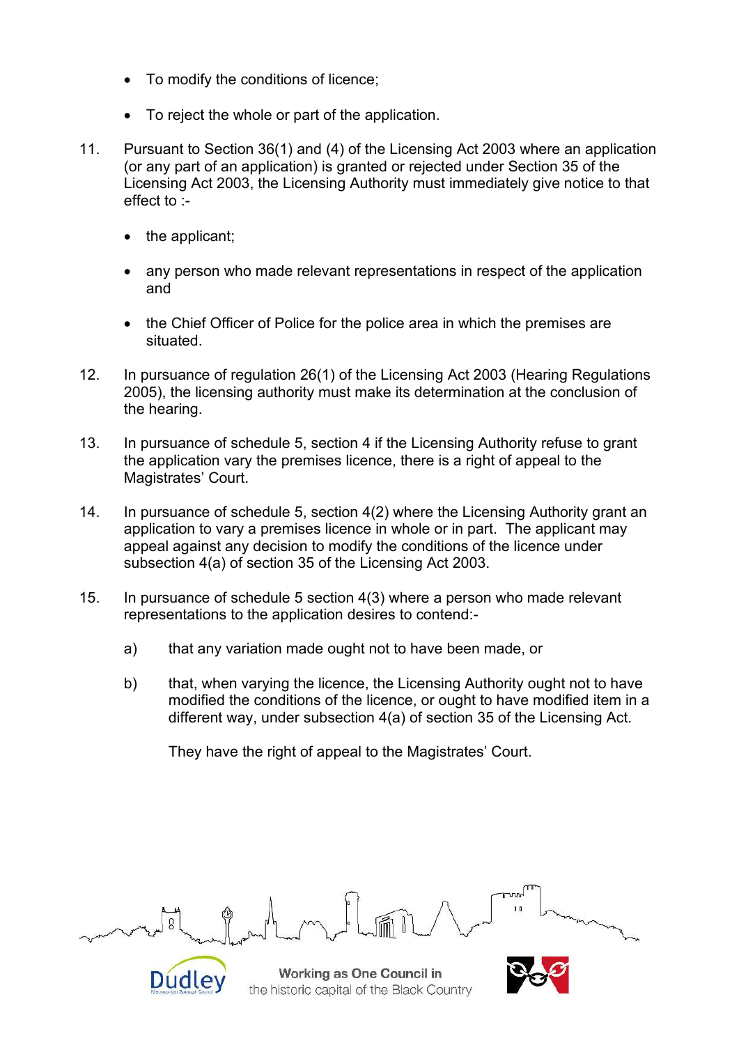- To modify the conditions of licence;
- To reject the whole or part of the application.

11. Pursuant to Section 36(1) and (4) of the Licensing Act 2003 where an application (or any part of an application) is granted or rejected under Section 35 of the Licensing Act 2003, the Licensing Authority must immediately give notice to that effect to :-

    - the applicant;
    - any person who made relevant representations in respect of the application and
    - the Chief Officer of Police for the police area in which the premises are situated.

12. In pursuance of regulation 26(1) of the Licensing Act 2003 (Hearing Regulations 2005), the licensing authority must make its determination at the conclusion of the hearing.

13. In pursuance of schedule 5, section 4 if the Licensing Authority refuse to grant the application vary the premises licence, there is a right of appeal to the Magistrates' Court.

14. In pursuance of schedule 5, section 4(2) where the Licensing Authority grant an application to vary a premises licence in whole or in part. The applicant may appeal against any decision to modify the conditions of the licence under subsection 4(a) of section 35 of the Licensing Act 2003.

15. In pursuance of schedule 5 section 4(3) where a person who made relevant representations to the application desires to contend:-

    a) that any variation made ought not to have been made, or

    b) that, when varying the licence, the Licensing Authority ought not to have modified the conditions of the licence, or ought to have modified item in a different way, under subsection 4(a) of section 35 of the Licensing Act.

    They have the right of appeal to the Magistrates' Court.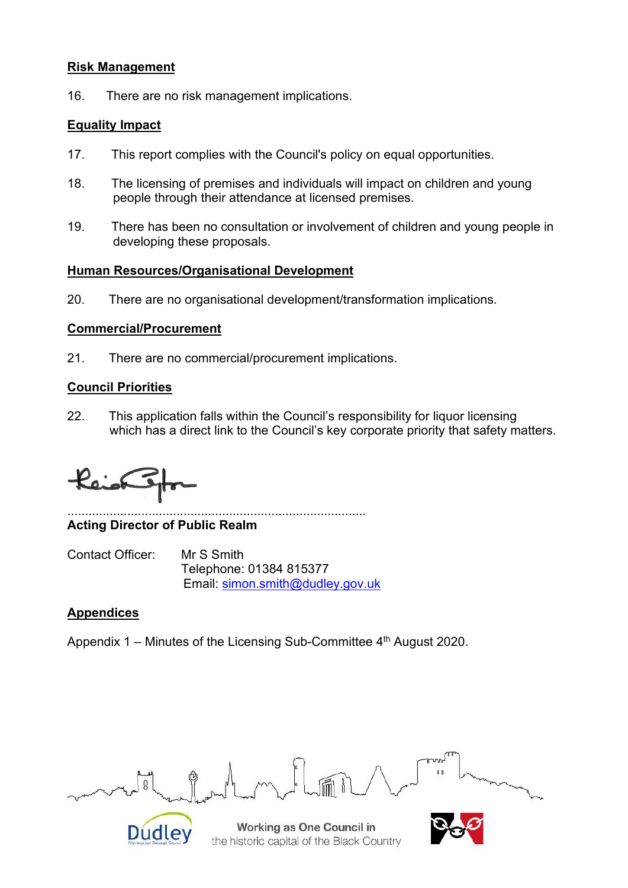**Risk Management**

16. There are no risk management implications.

**Equality Impact**

17. This report complies with the Council's policy on equal opportunities.

18. The licensing of premises and individuals will impact on children and young people through their attendance at licensed premises.

19. There has been no consultation or involvement of children and young people in developing these proposals.

**Human Resources/Organisational Development**

20. There are no organisational development/transformation implications.

**Commercial/Procurement**

21. There are no commercial/procurement implications.

**Council Priorities**

22. This application falls within the Council's responsibility for liquor licensing which has a direct link to the Council's key corporate priority that safety matters.

....................................................................................

**Acting Director of Public Realm**

Contact Officer: Mr S Smith
Telephone: 01384 815377
Email: simon.smith@dudley.gov.uk

**Appendices**

Appendix 1 – Minutes of the Licensing Sub-Committee 4th August 2020.